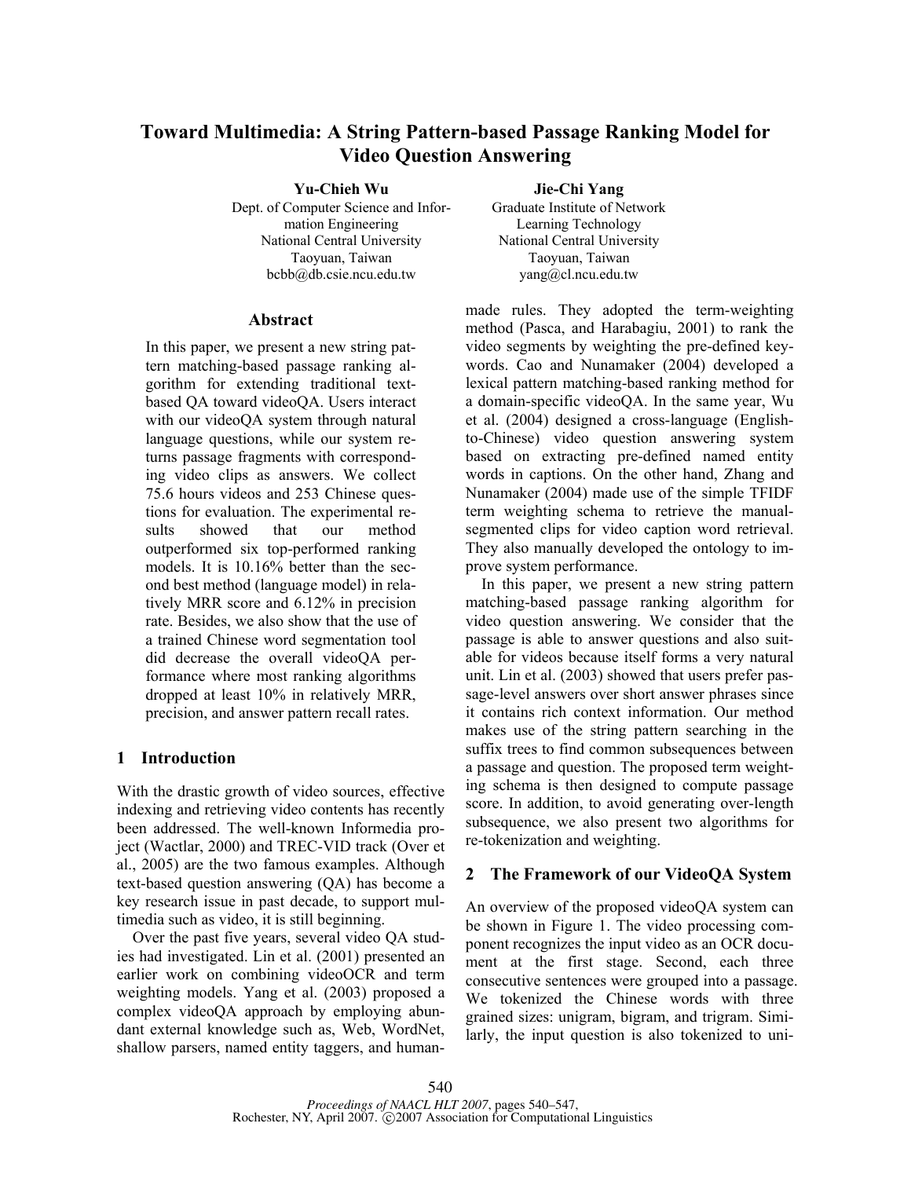# Toward Multimedia: A String Pattern-based Passage Ranking Model for Video Question Answering

**Yu-Chieh Wu**
Dept. of Computer Science and Information Engineering
National Central University
Taoyuan, Taiwan
bcbb@db.csie.ncu.edu.tw

**Jie-Chi Yang**
Graduate Institute of Network Learning Technology
National Central University
Taoyuan, Taiwan
yang@cl.ncu.edu.tw

## Abstract

In this paper, we present a new string pattern matching-based passage ranking algorithm for extending traditional text-based QA toward videoQA. Users interact with our videoQA system through natural language questions, while our system returns passage fragments with corresponding video clips as answers. We collect 75.6 hours videos and 253 Chinese questions for evaluation. The experimental results showed that our method outperformed six top-performed ranking models. It is 10.16% better than the second best method (language model) in relatively MRR score and 6.12% in precision rate. Besides, we also show that the use of a trained Chinese word segmentation tool did decrease the overall videoQA performance where most ranking algorithms dropped at least 10% in relatively MRR, precision, and answer pattern recall rates.

## 1 Introduction

With the drastic growth of video sources, effective indexing and retrieving video contents has recently been addressed. The well-known Informedia project (Wactlar, 2000) and TREC-VID track (Over et al., 2005) are the two famous examples. Although text-based question answering (QA) has become a key research issue in past decade, to support multimedia such as video, it is still beginning.

Over the past five years, several video QA studies had investigated. Lin et al. (2001) presented an earlier work on combining videoOCR and term weighting models. Yang et al. (2003) proposed a complex videoQA approach by employing abundant external knowledge such as, Web, WordNet, shallow parsers, named entity taggers, and human-made rules. They adopted the term-weighting method (Pasca, and Harabagiu, 2001) to rank the video segments by weighting the pre-defined keywords. Cao and Nunamaker (2004) developed a lexical pattern matching-based ranking method for a domain-specific videoQA. In the same year, Wu et al. (2004) designed a cross-language (English-to-Chinese) video question answering system based on extracting pre-defined named entity words in captions. On the other hand, Zhang and Nunamaker (2004) made use of the simple TFIDF term weighting schema to retrieve the manual-segmented clips for video caption word retrieval. They also manually developed the ontology to improve system performance.

In this paper, we present a new string pattern matching-based passage ranking algorithm for video question answering. We consider that the passage is able to answer questions and also suitable for videos because itself forms a very natural unit. Lin et al. (2003) showed that users prefer passage-level answers over short answer phrases since it contains rich context information. Our method makes use of the string pattern searching in the suffix trees to find common subsequences between a passage and question. The proposed term weighting schema is then designed to compute passage score. In addition, to avoid generating over-length subsequence, we also present two algorithms for re-tokenization and weighting.

## 2 The Framework of our VideoQA System

An overview of the proposed videoQA system can be shown in Figure 1. The video processing component recognizes the input video as an OCR document at the first stage. Second, each three consecutive sentences were grouped into a passage. We tokenized the Chinese words with three grained sizes: unigram, bigram, and trigram. Similarly, the input question is also tokenized to uni-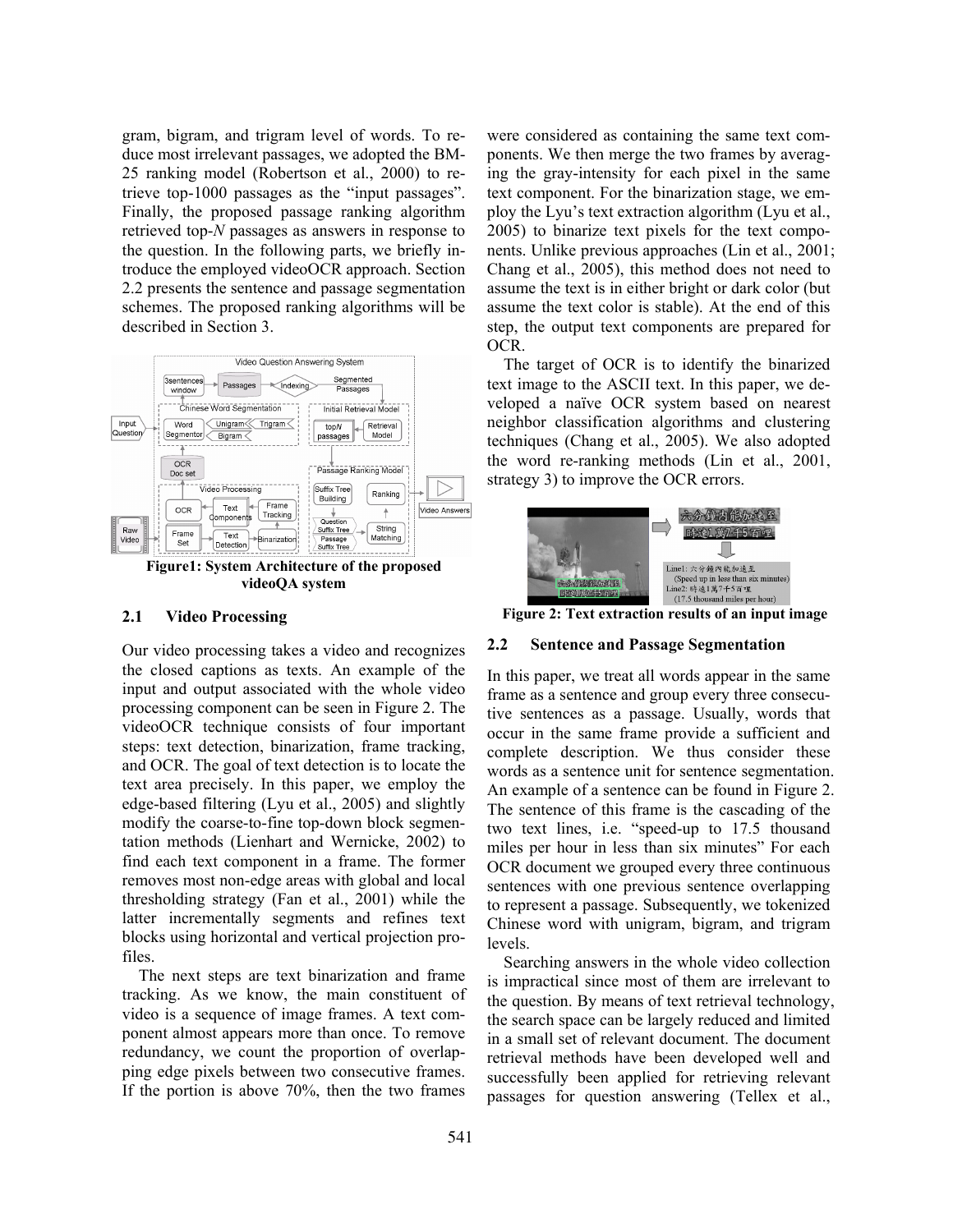gram, bigram, and trigram level of words. To reduce most irrelevant passages, we adopted the BM-25 ranking model (Robertson et al., 2000) to retrieve top-1000 passages as the "input passages". Finally, the proposed passage ranking algorithm retrieved top-*N* passages as answers in response to the question. In the following parts, we briefly introduce the employed videoOCR approach. Section 2.2 presents the sentence and passage segmentation schemes. The proposed ranking algorithms will be described in Section 3.

**Figure1: System Architecture of the proposed videoQA system**

### 2.1 Video Processing

Our video processing takes a video and recognizes the closed captions as texts. An example of the input and output associated with the whole video processing component can be seen in Figure 2. The videoOCR technique consists of four important steps: text detection, binarization, frame tracking, and OCR. The goal of text detection is to locate the text area precisely. In this paper, we employ the edge-based filtering (Lyu et al., 2005) and slightly modify the coarse-to-fine top-down block segmentation methods (Lienhart and Wernicke, 2002) to find each text component in a frame. The former removes most non-edge areas with global and local thresholding strategy (Fan et al., 2001) while the latter incrementally segments and refines text blocks using horizontal and vertical projection profiles.

The next steps are text binarization and frame tracking. As we know, the main constituent of video is a sequence of image frames. A text component almost appears more than once. To remove redundancy, we count the proportion of overlapping edge pixels between two consecutive frames. If the portion is above 70%, then the two frames were considered as containing the same text components. We then merge the two frames by averaging the gray-intensity for each pixel in the same text component. For the binarization stage, we employ the Lyu's text extraction algorithm (Lyu et al., 2005) to binarize text pixels for the text components. Unlike previous approaches (Lin et al., 2001; Chang et al., 2005), this method does not need to assume the text is in either bright or dark color (but assume the text color is stable). At the end of this step, the output text components are prepared for OCR.

The target of OCR is to identify the binarized text image to the ASCII text. In this paper, we developed a naïve OCR system based on nearest neighbor classification algorithms and clustering techniques (Chang et al., 2005). We also adopted the word re-ranking methods (Lin et al., 2001, strategy 3) to improve the OCR errors.

**Figure 2: Text extraction results of an input image**

### 2.2 Sentence and Passage Segmentation

In this paper, we treat all words appear in the same frame as a sentence and group every three consecutive sentences as a passage. Usually, words that occur in the same frame provide a sufficient and complete description. We thus consider these words as a sentence unit for sentence segmentation. An example of a sentence can be found in Figure 2. The sentence of this frame is the cascading of the two text lines, i.e. "speed-up to 17.5 thousand miles per hour in less than six minutes" For each OCR document we grouped every three continuous sentences with one previous sentence overlapping to represent a passage. Subsequently, we tokenized Chinese word with unigram, bigram, and trigram levels.

Searching answers in the whole video collection is impractical since most of them are irrelevant to the question. By means of text retrieval technology, the search space can be largely reduced and limited in a small set of relevant document. The document retrieval methods have been developed well and successfully been applied for retrieving relevant passages for question answering (Tellex et al.,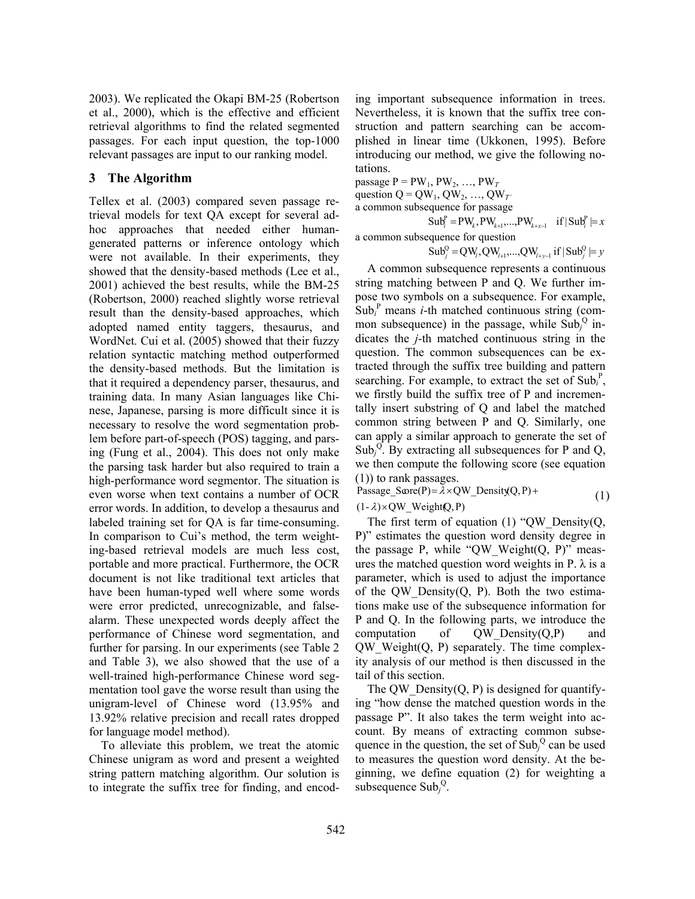2003). We replicated the Okapi BM-25 (Robertson et al., 2000), which is the effective and efficient retrieval algorithms to find the related segmented passages. For each input question, the top-1000 relevant passages are input to our ranking model.

## 3 The Algorithm

Tellex et al. (2003) compared seven passage retrieval models for text QA except for several ad-hoc approaches that needed either human-generated patterns or inference ontology which were not available. In their experiments, they showed that the density-based methods (Lee et al., 2001) achieved the best results, while the BM-25 (Robertson, 2000) reached slightly worse retrieval result than the density-based approaches, which adopted named entity taggers, thesaurus, and WordNet. Cui et al. (2005) showed that their fuzzy relation syntactic matching method outperformed the density-based methods. But the limitation is that it required a dependency parser, thesaurus, and training data. In many Asian languages like Chinese, Japanese, parsing is more difficult since it is necessary to resolve the word segmentation problem before part-of-speech (POS) tagging, and parsing (Fung et al., 2004). This does not only make the parsing task harder but also required to train a high-performance word segmentor. The situation is even worse when text contains a number of OCR error words. In addition, to develop a thesaurus and labeled training set for QA is far time-consuming. In comparison to Cui's method, the term weighting-based retrieval models are much less cost, portable and more practical. Furthermore, the OCR document is not like traditional text articles that have been human-typed well where some words were error predicted, unrecognizable, and false-alarm. These unexpected words deeply affect the performance of Chinese word segmentation, and further for parsing. In our experiments (see Table 2 and Table 3), we also showed that the use of a well-trained high-performance Chinese word segmentation tool gave the worse result than using the unigram-level of Chinese word (13.95% and 13.92% relative precision and recall rates dropped for language model method).

To alleviate this problem, we treat the atomic Chinese unigram as word and present a weighted string pattern matching algorithm. Our solution is to integrate the suffix tree for finding, and encoding important subsequence information in trees. Nevertheless, it is known that the suffix tree construction and pattern searching can be accomplished in linear time (Ukkonen, 1995). Before introducing our method, we give the following notations.

passage P = $PW_1, PW_2, \ldots, PW_T$

question Q = $QW_1, QW_2, \ldots, QW_{T'}$

a common subsequence for passage

$$\text{Sub}_i^P = PW_k, PW_{k+1}, \ldots, PW_{k+x-1} \quad \text{if } |\text{Sub}_i^P| = x$$

a common subsequence for question

$$\text{Sub}_j^Q = QW_l, QW_{l+1}, \ldots, QW_{l+y-1} \text{ if } |\text{Sub}_j^Q| = y$$

A common subsequence represents a continuous string matching between P and Q. We further impose two symbols on a subsequence. For example, $\text{Sub}_i^P$ means *i*-th matched continuous string (common subsequence) in the passage, while $\text{Sub}_j^Q$ indicates the *j*-th matched continuous string in the question. The common subsequences can be extracted through the suffix tree building and pattern searching. For example, to extract the set of $\text{Sub}_i^P$, we firstly build the suffix tree of P and incrementally insert substring of Q and label the matched common string between P and Q. Similarly, one can apply a similar approach to generate the set of $\text{Sub}_j^Q$. By extracting all subsequences for P and Q, we then compute the following score (see equation (1)) to rank passages.

$$\text{Passage\_Score}(P) = \lambda \times \text{QW\_Density}(Q, P) + (1-\lambda) \times \text{QW\_Weight}(Q, P) \quad (1)$$

The first term of equation (1) "QW_Density(Q, P)" estimates the question word density degree in the passage P, while "QW_Weight(Q, P)" measures the matched question word weights in P. λ is a parameter, which is used to adjust the importance of the QW_Density(Q, P). Both the two estimations make use of the subsequence information for P and Q. In the following parts, we introduce the computation of QW_Density(Q,P) and QW_Weight(Q, P) separately. The time complexity analysis of our method is then discussed in the tail of this section.

The QW_Density(Q, P) is designed for quantifying "how dense the matched question words in the passage P". It also takes the term weight into account. By means of extracting common subsequence in the question, the set of $\text{Sub}_j^Q$ can be used to measures the question word density. At the beginning, we define equation (2) for weighting a subsequence $\text{Sub}_j^Q$.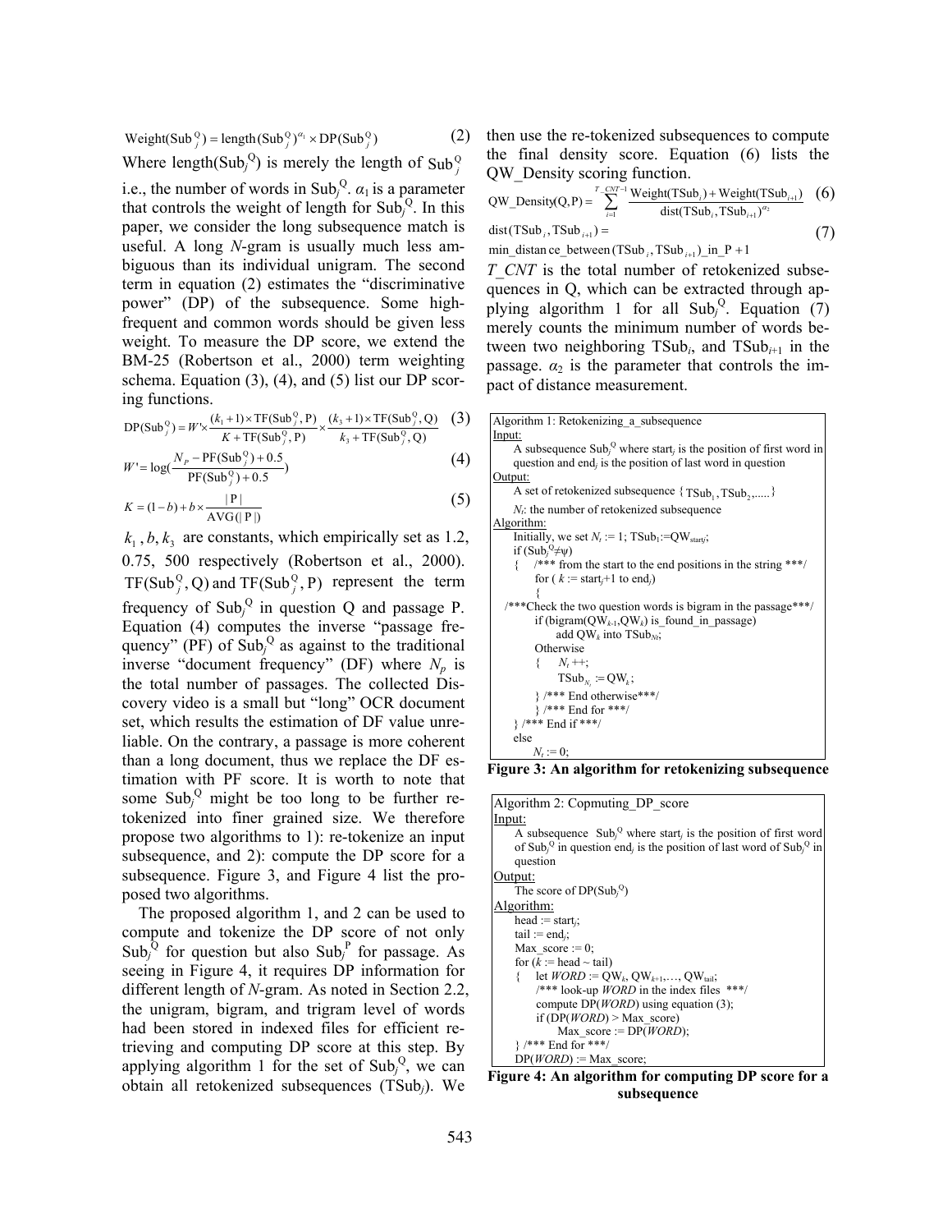$$\text{Weight}(\text{Sub}_j^Q) = \text{length}(\text{Sub}_j^Q)^{\alpha_1} \times \text{DP}(\text{Sub}_j^Q) \quad (2)$$

Where length($\text{Sub}_j^Q$) is merely the length of $\text{Sub}_j^Q$ i.e., the number of words in $\text{Sub}_j^Q$. $\alpha_1$ is a parameter that controls the weight of length for $\text{Sub}_j^Q$. In this paper, we consider the long subsequence match is useful. A long *N*-gram is usually much less ambiguous than its individual unigram. The second term in equation (2) estimates the "discriminative power" (DP) of the subsequence. Some high-frequent and common words should be given less weight. To measure the DP score, we extend the BM-25 (Robertson et al., 2000) term weighting schema. Equation (3), (4), and (5) list our DP scoring functions.

$$\text{DP}(\text{Sub}_j^Q) = W' \times \frac{(k_1+1)\times \text{TF}(\text{Sub}_j^Q, \text{P})}{K + \text{TF}(\text{Sub}_j^Q, \text{P})} \times \frac{(k_3+1)\times \text{TF}(\text{Sub}_j^Q, \text{Q})}{k_3 + \text{TF}(\text{Sub}_j^Q, \text{Q})} \quad (3)$$

$$W' = \log\left(\frac{N_P - \text{PF}(\text{Sub}_j^Q) + 0.5}{\text{PF}(\text{Sub}_j^Q) + 0.5}\right) \quad (4)$$

$$K = (1-b) + b \times \frac{|\text{P}|}{\text{AVG}(|\text{P}|)} \quad (5)$$

$k_1, b, k_3$ are constants, which empirically set as 1.2, 0.75, 500 respectively (Robertson et al., 2000). $\text{TF}(\text{Sub}_j^Q, \text{Q})$ and $\text{TF}(\text{Sub}_j^Q, \text{P})$ represent the term frequency of $\text{Sub}_j^Q$ in question Q and passage P. Equation (4) computes the inverse "passage frequency" (PF) of $\text{Sub}_j^Q$ as against to the traditional inverse "document frequency" (DF) where $N_p$ is the total number of passages. The collected Discovery video is a small but "long" OCR document set, which results the estimation of DF value unreliable. On the contrary, a passage is more coherent than a long document, thus we replace the DF estimation with PF score. It is worth to note that some $\text{Sub}_j^Q$ might be too long to be further re-tokenized into finer grained size. We therefore propose two algorithms to 1): re-tokenize an input subsequence, and 2): compute the DP score for a subsequence. Figure 3, and Figure 4 list the proposed two algorithms.

The proposed algorithm 1, and 2 can be used to compute and tokenize the DP score of not only $\text{Sub}_j^Q$ for question but also $\text{Sub}_j^P$ for passage. As seeing in Figure 4, it requires DP information for different length of *N*-gram. As noted in Section 2.2, the unigram, bigram, and trigram level of words had been stored in indexed files for efficient retrieving and computing DP score at this step. By applying algorithm 1 for the set of $\text{Sub}_j^Q$, we can obtain all retokenized subsequences ($\text{TSub}_j$). We then use the re-tokenized subsequences to compute the final density score. Equation (6) lists the QW_Density scoring function.

$$\text{QW\_Density}(\text{Q}, \text{P}) = \sum_{i=1}^{T\_CNT-1} \frac{\text{Weight}(\text{TSub}_i) + \text{Weight}(\text{TSub}_{i+1})}{\text{dist}(\text{TSub}_i, \text{TSub}_{i+1})^{\alpha_2}} \quad (6)$$

$$\text{dist}(\text{TSub}_i, \text{TSub}_{i+1}) = \text{min\_distance\_between}(\text{TSub}_i, \text{TSub}_{i+1})\text{\_in\_P} + 1 \quad (7)$$

*T_CNT* is the total number of retokenized subsequences in Q, which can be extracted through applying algorithm 1 for all $\text{Sub}_j^Q$. Equation (7) merely counts the minimum number of words between two neighboring $\text{TSub}_i$, and $\text{TSub}_{i+1}$ in the passage. $\alpha_2$ is the parameter that controls the impact of distance measurement.

```
Algorithm 1: Retokenizing_a_subsequence
Input:
    A subsequence Sub_j^Q where start_j is the position of first word in
    question and end_j is the position of last word in question
Output:
    A set of retokenized subsequence {TSub_1, TSub_2, .....}
    N_t: the number of retokenized subsequence
Algorithm:
    Initially, we set N_t := 1; TSub_1 := QW_start_j;
    if (Sub_j^Q ≠ ψ)
    {   /*** from the start to the end positions in the string ***/
        for ( k := start_j+1 to end_j)
        {
  /***Check the two question words is bigram in the passage***/
        if (bigram(QW_k-1, QW_k) is_found_in_passage)
            add QW_k into TSub_Nt;
        Otherwise
        {   N_t ++;
            TSub_Nt := QW_k;
        } /*** End otherwise***/
        } /*** End for ***/
    } /*** End if ***/
    else
        N_t := 0;
```

**Figure 3: An algorithm for retokenizing subsequence**

```
Algorithm 2: Copmuting_DP_score
Input:
    A subsequence Sub_j^Q where start_j is the position of first word
    of Sub_j^Q in question end_j is the position of last word of Sub_j^Q in
    question
Output:
    The score of DP(Sub_j^Q)
Algorithm:
    head := start_j;
    tail := end_j;
    Max_score := 0;
    for (k := head ~ tail)
    {   let WORD := QW_k, QW_k+1,…, QW_tail;
        /*** look-up WORD in the index files ***/
        compute DP(WORD) using equation (3);
        if (DP(WORD) > Max_score)
            Max_score := DP(WORD);
    } /*** End for ***/
    DP(WORD) := Max_score;
```

**Figure 4: An algorithm for computing DP score for a subsequence**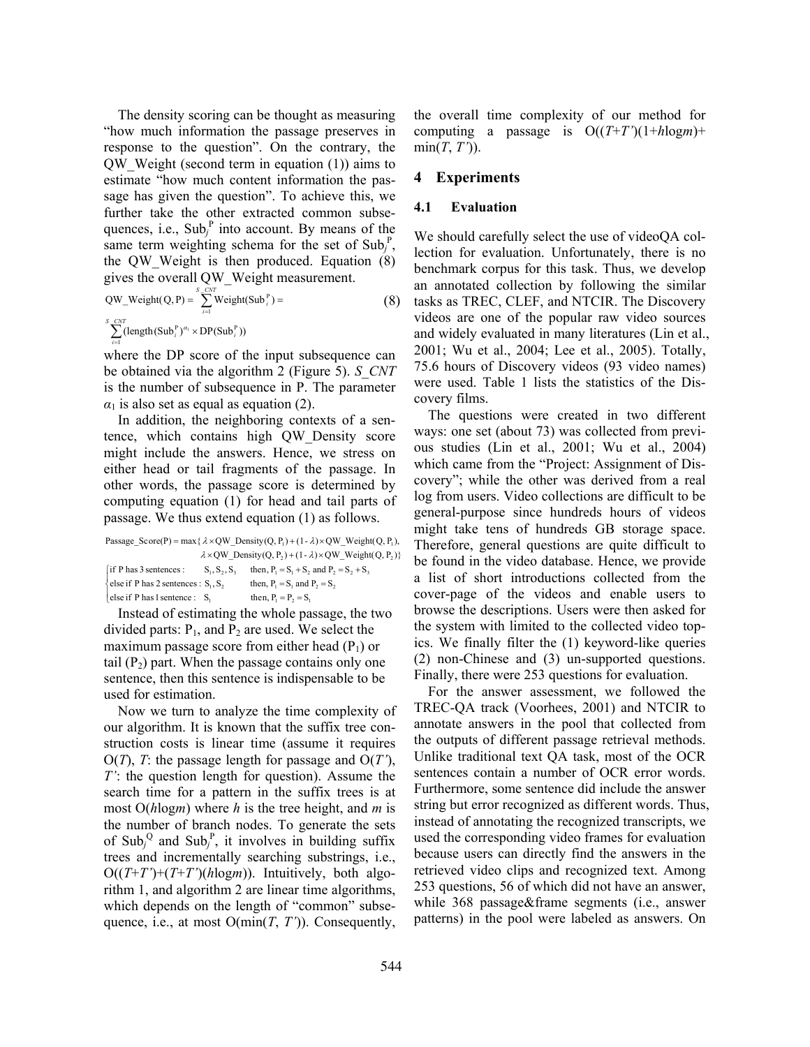The density scoring can be thought as measuring "how much information the passage preserves in response to the question". On the contrary, the QW_Weight (second term in equation (1)) aims to estimate "how much content information the passage has given the question". To achieve this, we further take the other extracted common subsequences, i.e., $Sub_j^P$ into account. By means of the same term weighting schema for the set of $Sub_j^P$, the QW_Weight is then produced. Equation (8) gives the overall QW_Weight measurement.

$$\text{QW\_Weight}(Q,P) = \sum_{i=1}^{S\_CNT} \text{Weight}(\text{Sub}_i^P) = \sum_{i=1}^{S\_CNT} (\text{length}(\text{Sub}_i^P)^{\alpha_1} \times \text{DP}(\text{Sub}_i^P)) \quad (8)$$

where the DP score of the input subsequence can be obtained via the algorithm 2 (Figure 5). *S_CNT* is the number of subsequence in P. The parameter $\alpha_1$ is also set as equal as equation (2).

In addition, the neighboring contexts of a sentence, which contains high QW_Density score might include the answers. Hence, we stress on either head or tail fragments of the passage. In other words, the passage score is determined by computing equation (1) for head and tail parts of passage. We thus extend equation (1) as follows.

$$\text{Passage\_Score}(P) = \max\{\lambda \times \text{QW\_Density}(Q,P_1) + (1-\lambda) \times \text{QW\_Weight}(Q,P_1), \lambda \times \text{QW\_Density}(Q,P_2) + (1-\lambda) \times \text{QW\_Weight}(Q,P_2)\}$$

$$\begin{cases} \text{if P has 3 sentences}: & S_1, S_2, S_3 \quad \text{then, } P_1 = S_1 + S_2 \text{ and } P_2 = S_2 + S_3 \\ \text{else if P has 2 sentences}: & S_1, S_2 \quad \text{then, } P_1 = S_1 \text{ and } P_2 = S_2 \\ \text{else if P has 1 sentence}: & S_1 \quad \text{then, } P_1 = P_2 = S_1 \end{cases}$$

Instead of estimating the whole passage, the two divided parts: $P_1$, and $P_2$ are used. We select the maximum passage score from either head ($P_1$) or tail ($P_2$) part. When the passage contains only one sentence, then this sentence is indispensable to be used for estimation.

Now we turn to analyze the time complexity of our algorithm. It is known that the suffix tree construction costs is linear time (assume it requires $O(T)$, $T$: the passage length for passage and $O(T')$, $T'$: the question length for question). Assume the search time for a pattern in the suffix trees is at most $O(h\log m)$ where $h$ is the tree height, and $m$ is the number of branch nodes. To generate the sets of $Sub_j^Q$ and $Sub_j^P$, it involves in building suffix trees and incrementally searching substrings, i.e., $O((T+T')+(T+T')(h\log m))$. Intuitively, both algorithm 1, and algorithm 2 are linear time algorithms, which depends on the length of "common" subsequence, i.e., at most $O(\min(T, T'))$. Consequently, the overall time complexity of our method for computing a passage is $O((T+T')(1+h\log m)+\min(T, T'))$.

## 4 Experiments

### 4.1 Evaluation

We should carefully select the use of videoQA collection for evaluation. Unfortunately, there is no benchmark corpus for this task. Thus, we develop an annotated collection by following the similar tasks as TREC, CLEF, and NTCIR. The Discovery videos are one of the popular raw video sources and widely evaluated in many literatures (Lin et al., 2001; Wu et al., 2004; Lee et al., 2005). Totally, 75.6 hours of Discovery videos (93 video names) were used. Table 1 lists the statistics of the Discovery films.

The questions were created in two different ways: one set (about 73) was collected from previous studies (Lin et al., 2001; Wu et al., 2004) which came from the "Project: Assignment of Discovery"; while the other was derived from a real log from users. Video collections are difficult to be general-purpose since hundreds hours of videos might take tens of hundreds GB storage space. Therefore, general questions are quite difficult to be found in the video database. Hence, we provide a list of short introductions collected from the cover-page of the videos and enable users to browse the descriptions. Users were then asked for the system with limited to the collected video topics. We finally filter the (1) keyword-like queries (2) non-Chinese and (3) un-supported questions. Finally, there were 253 questions for evaluation.

For the answer assessment, we followed the TREC-QA track (Voorhees, 2001) and NTCIR to annotate answers in the pool that collected from the outputs of different passage retrieval methods. Unlike traditional text QA task, most of the OCR sentences contain a number of OCR error words. Furthermore, some sentence did include the answer string but error recognized as different words. Thus, instead of annotating the recognized transcripts, we used the corresponding video frames for evaluation because users can directly find the answers in the retrieved video clips and recognized text. Among 253 questions, 56 of which did not have an answer, while 368 passage&frame segments (i.e., answer patterns) in the pool were labeled as answers. On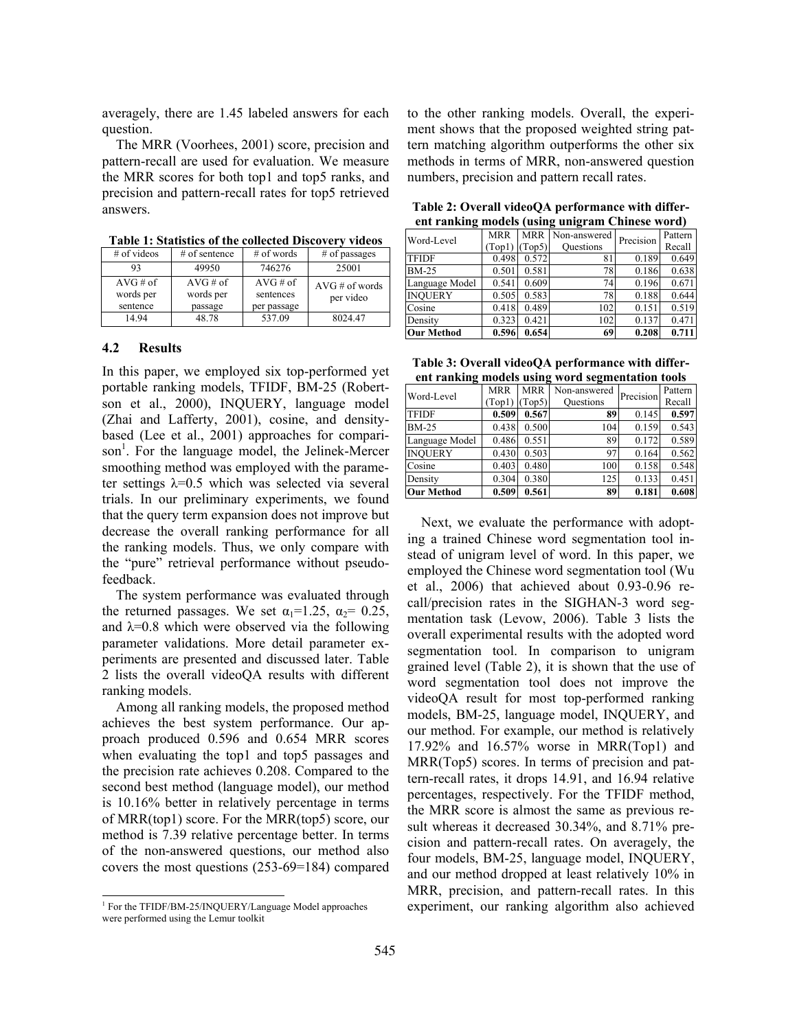averagely, there are 1.45 labeled answers for each question.

The MRR (Voorhees, 2001) score, precision and pattern-recall are used for evaluation. We measure the MRR scores for both top1 and top5 ranks, and precision and pattern-recall rates for top5 retrieved answers.

**Table 1: Statistics of the collected Discovery videos**

| # of videos | # of sentence | # of words | # of passages |
|---|---|---|---|
| 93 | 49950 | 746276 | 25001 |
| AVG # of words per sentence | AVG # of words per passage | AVG # of sentences per passage | AVG # of words per video |
| 14.94 | 48.78 | 537.09 | 8024.47 |

### 4.2 Results

In this paper, we employed six top-performed yet portable ranking models, TFIDF, BM-25 (Robertson et al., 2000), INQUERY, language model (Zhai and Lafferty, 2001), cosine, and density-based (Lee et al., 2001) approaches for comparison[1]. For the language model, the Jelinek-Mercer smoothing method was employed with the parameter settings $\lambda$=0.5 which was selected via several trials. In our preliminary experiments, we found that the query term expansion does not improve but decrease the overall ranking performance for all the ranking models. Thus, we only compare with the "pure" retrieval performance without pseudo-feedback.

The system performance was evaluated through the returned passages. We set $\alpha_1$=1.25, $\alpha_2$= 0.25, and $\lambda$=0.8 which were observed via the following parameter validations. More detail parameter experiments are presented and discussed later. Table 2 lists the overall videoQA results with different ranking models.

Among all ranking models, the proposed method achieves the best system performance. Our approach produced 0.596 and 0.654 MRR scores when evaluating the top1 and top5 passages and the precision rate achieves 0.208. Compared to the second best method (language model), our method is 10.16% better in relatively percentage in terms of MRR(top1) score. For the MRR(top5) score, our method is 7.39 relative percentage better. In terms of the non-answered questions, our method also covers the most questions (253-69=184) compared to the other ranking models. Overall, the experiment shows that the proposed weighted string pattern matching algorithm outperforms the other six methods in terms of MRR, non-answered question numbers, precision and pattern recall rates.

**Table 2: Overall videoQA performance with different ranking models (using unigram Chinese word)**

| Word-Level | MRR (Top1) | MRR (Top5) | Non-answered Questions | Precision | Pattern Recall |
|---|---|---|---|---|---|
| TFIDF | 0.498 | 0.572 | 81 | 0.189 | 0.649 |
| BM-25 | 0.501 | 0.581 | 78 | 0.186 | 0.638 |
| Language Model | 0.541 | 0.609 | 74 | 0.196 | 0.671 |
| INQUERY | 0.505 | 0.583 | 78 | 0.188 | 0.644 |
| Cosine | 0.418 | 0.489 | 102 | 0.151 | 0.519 |
| Density | 0.323 | 0.421 | 102 | 0.137 | 0.471 |
| **Our Method** | **0.596** | **0.654** | **69** | **0.208** | **0.711** |

**Table 3: Overall videoQA performance with different ranking models using word segmentation tools**

| Word-Level | MRR (Top1) | MRR (Top5) | Non-answered Questions | Precision | Pattern Recall |
|---|---|---|---|---|---|
| TFIDF | **0.509** | **0.567** | **89** | 0.145 | **0.597** |
| BM-25 | 0.438 | 0.500 | 104 | 0.159 | 0.543 |
| Language Model | 0.486 | 0.551 | 89 | 0.172 | 0.589 |
| INQUERY | 0.430 | 0.503 | 97 | 0.164 | 0.562 |
| Cosine | 0.403 | 0.480 | 100 | 0.158 | 0.548 |
| Density | 0.304 | 0.380 | 125 | 0.133 | 0.451 |
| **Our Method** | **0.509** | **0.561** | **89** | **0.181** | **0.608** |

Next, we evaluate the performance with adopting a trained Chinese word segmentation tool instead of unigram level of word. In this paper, we employed the Chinese word segmentation tool (Wu et al., 2006) that achieved about 0.93-0.96 recall/precision rates in the SIGHAN-3 word segmentation task (Levow, 2006). Table 3 lists the overall experimental results with the adopted word segmentation tool. In comparison to unigram grained level (Table 2), it is shown that the use of word segmentation tool does not improve the videoQA result for most top-performed ranking models, BM-25, language model, INQUERY, and our method. For example, our method is relatively 17.92% and 16.57% worse in MRR(Top1) and MRR(Top5) scores. In terms of precision and pattern-recall rates, it drops 14.91, and 16.94 relative percentages, respectively. For the TFIDF method, the MRR score is almost the same as previous result whereas it decreased 30.34%, and 8.71% precision and pattern-recall rates. On averagely, the four models, BM-25, language model, INQUERY, and our method dropped at least relatively 10% in MRR, precision, and pattern-recall rates. In this experiment, our ranking algorithm also achieved

[1] For the TFIDF/BM-25/INQUERY/Language Model approaches were performed using the Lemur toolkit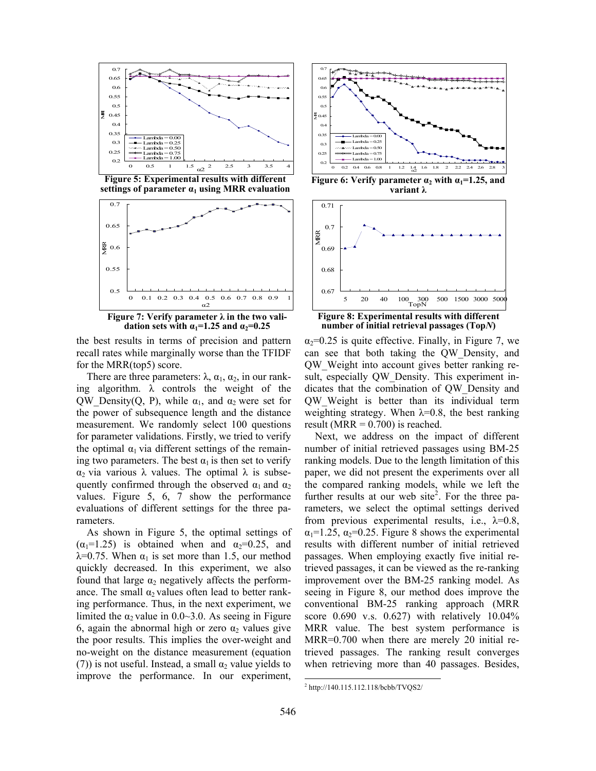Figure 5: Experimental results with different settings of parameter $\alpha_1$ using MRR evaluation

Figure 6: Verify parameter $\alpha_2$ with $\alpha_1$=1.25, and variant $\lambda$

Figure 7: Verify parameter $\lambda$ in the two validation sets with $\alpha_1$=1.25 and $\alpha_2$=0.25

Figure 8: Experimental results with different number of initial retrieval passages (Top*N*)

the best results in terms of precision and pattern recall rates while marginally worse than the TFIDF for the MRR(top5) score.

There are three parameters: $\lambda$, $\alpha_1$, $\alpha_2$, in our ranking algorithm. $\lambda$ controls the weight of the QW_Density(Q, P), while $\alpha_1$, and $\alpha_2$ were set for the power of subsequence length and the distance measurement. We randomly select 100 questions for parameter validations. Firstly, we tried to verify the optimal $\alpha_1$ via different settings of the remaining two parameters. The best $\alpha_1$ is then set to verify $\alpha_2$ via various $\lambda$ values. The optimal $\lambda$ is subsequently confirmed through the observed $\alpha_1$ and $\alpha_2$ values. Figure 5, 6, 7 show the performance evaluations of different settings for the three parameters.

As shown in Figure 5, the optimal settings of ($\alpha_1$=1.25) is obtained when and $\alpha_2$=0.25, and $\lambda$=0.75. When $\alpha_1$ is set more than 1.5, our method quickly decreased. In this experiment, we also found that large $\alpha_2$ negatively affects the performance. The small $\alpha_2$ values often lead to better ranking performance. Thus, in the next experiment, we limited the $\alpha_2$ value in 0.0~3.0. As seeing in Figure 6, again the abnormal high or zero $\alpha_2$ values give the poor results. This implies the over-weight and no-weight on the distance measurement (equation (7)) is not useful. Instead, a small $\alpha_2$ value yields to improve the performance. In our experiment, $\alpha_2$=0.25 is quite effective. Finally, in Figure 7, we can see that both taking the QW_Density, and QW_Weight into account gives better ranking result, especially QW_Density. This experiment indicates that the combination of QW_Density and QW_Weight is better than its individual term weighting strategy. When $\lambda$=0.8, the best ranking result (MRR = 0.700) is reached.

Next, we address on the impact of different number of initial retrieved passages using BM-25 ranking models. Due to the length limitation of this paper, we did not present the experiments over all the compared ranking models, while we left the further results at our web site[2]. For the three parameters, we select the optimal settings derived from previous experimental results, i.e., $\lambda$=0.8, $\alpha_1$=1.25, $\alpha_2$=0.25. Figure 8 shows the experimental results with different number of initial retrieved passages. When employing exactly five initial retrieved passages, it can be viewed as the re-ranking improvement over the BM-25 ranking model. As seeing in Figure 8, our method does improve the conventional BM-25 ranking approach (MRR score 0.690 v.s. 0.627) with relatively 10.04% MRR value. The best system performance is MRR=0.700 when there are merely 20 initial retrieved passages. The ranking result converges when retrieving more than 40 passages. Besides,

[2] http://140.115.112.118/bcbb/TVQS2/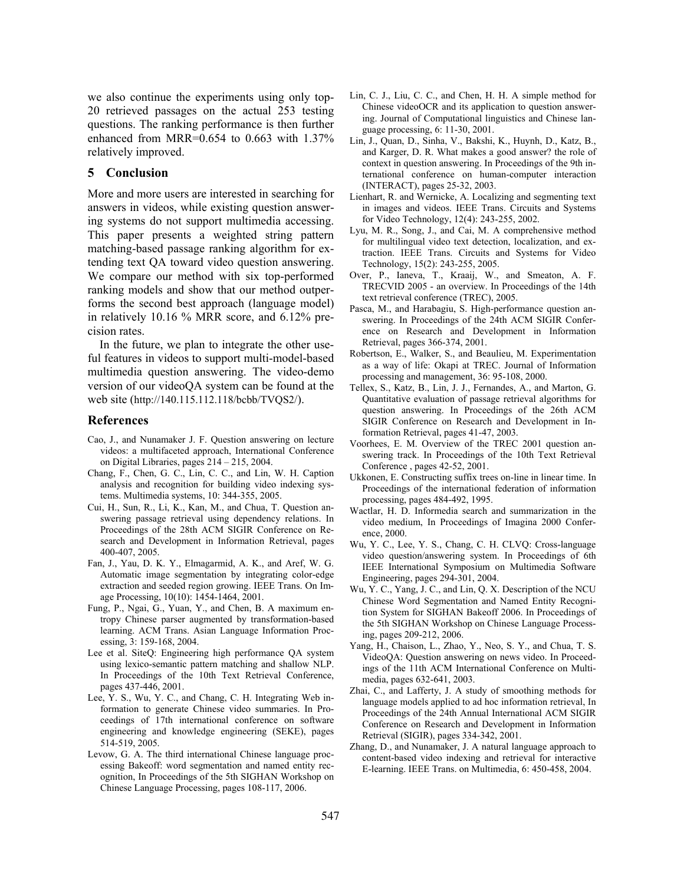we also continue the experiments using only top-20 retrieved passages on the actual 253 testing questions. The ranking performance is then further enhanced from MRR=0.654 to 0.663 with 1.37% relatively improved.

## 5 Conclusion

More and more users are interested in searching for answers in videos, while existing question answering systems do not support multimedia accessing. This paper presents a weighted string pattern matching-based passage ranking algorithm for extending text QA toward video question answering. We compare our method with six top-performed ranking models and show that our method outperforms the second best approach (language model) in relatively 10.16 % MRR score, and 6.12% precision rates.

In the future, we plan to integrate the other useful features in videos to support multi-model-based multimedia question answering. The video-demo version of our videoQA system can be found at the web site (http://140.115.112.118/bcbb/TVQS2/).

## References

Cao, J., and Nunamaker J. F. Question answering on lecture videos: a multifaceted approach, International Conference on Digital Libraries, pages 214 – 215, 2004.

Chang, F., Chen, G. C., Lin, C. C., and Lin, W. H. Caption analysis and recognition for building video indexing systems. Multimedia systems, 10: 344-355, 2005.

Cui, H., Sun, R., Li, K., Kan, M., and Chua, T. Question answering passage retrieval using dependency relations. In Proceedings of the 28th ACM SIGIR Conference on Research and Development in Information Retrieval, pages 400-407, 2005.

Fan, J., Yau, D. K. Y., Elmagarmid, A. K., and Aref, W. G. Automatic image segmentation by integrating color-edge extraction and seeded region growing. IEEE Trans. On Image Processing, 10(10): 1454-1464, 2001.

Fung, P., Ngai, G., Yuan, Y., and Chen, B. A maximum entropy Chinese parser augmented by transformation-based learning. ACM Trans. Asian Language Information Processing, 3: 159-168, 2004.

Lee et al. SiteQ: Engineering high performance QA system using lexico-semantic pattern matching and shallow NLP. In Proceedings of the 10th Text Retrieval Conference, pages 437-446, 2001.

Lee, Y. S., Wu, Y. C., and Chang, C. H. Integrating Web information to generate Chinese video summaries. In Proceedings of 17th international conference on software engineering and knowledge engineering (SEKE), pages 514-519, 2005.

Levow, G. A. The third international Chinese language processing Bakeoff: word segmentation and named entity recognition, In Proceedings of the 5th SIGHAN Workshop on Chinese Language Processing, pages 108-117, 2006.

Lin, C. J., Liu, C. C., and Chen, H. H. A simple method for Chinese videoOCR and its application to question answering. Journal of Computational linguistics and Chinese language processing, 6: 11-30, 2001.

Lin, J., Quan, D., Sinha, V., Bakshi, K., Huynh, D., Katz, B., and Karger, D. R. What makes a good answer? the role of context in question answering. In Proceedings of the 9th international conference on human-computer interaction (INTERACT), pages 25-32, 2003.

Lienhart, R. and Wernicke, A. Localizing and segmenting text in images and videos. IEEE Trans. Circuits and Systems for Video Technology, 12(4): 243-255, 2002.

Lyu, M. R., Song, J., and Cai, M. A comprehensive method for multilingual video text detection, localization, and extraction. IEEE Trans. Circuits and Systems for Video Technology, 15(2): 243-255, 2005.

Over, P., Ianeva, T., Kraaij, W., and Smeaton, A. F. TRECVID 2005 - an overview. In Proceedings of the 14th text retrieval conference (TREC), 2005.

Pasca, M., and Harabagiu, S. High-performance question answering. In Proceedings of the 24th ACM SIGIR Conference on Research and Development in Information Retrieval, pages 366-374, 2001.

Robertson, E., Walker, S., and Beaulieu, M. Experimentation as a way of life: Okapi at TREC. Journal of Information processing and management, 36: 95-108, 2000.

Tellex, S., Katz, B., Lin, J. J., Fernandes, A., and Marton, G. Quantitative evaluation of passage retrieval algorithms for question answering. In Proceedings of the 26th ACM SIGIR Conference on Research and Development in Information Retrieval, pages 41-47, 2003.

Voorhees, E. M. Overview of the TREC 2001 question answering track. In Proceedings of the 10th Text Retrieval Conference , pages 42-52, 2001.

Ukkonen, E. Constructing suffix trees on-line in linear time. In Proceedings of the international federation of information processing, pages 484-492, 1995.

Wactlar, H. D. Informedia search and summarization in the video medium, In Proceedings of Imagina 2000 Conference, 2000.

Wu, Y. C., Lee, Y. S., Chang, C. H. CLVQ: Cross-language video question/answering system. In Proceedings of 6th IEEE International Symposium on Multimedia Software Engineering, pages 294-301, 2004.

Wu, Y. C., Yang, J. C., and Lin, Q. X. Description of the NCU Chinese Word Segmentation and Named Entity Recognition System for SIGHAN Bakeoff 2006. In Proceedings of the 5th SIGHAN Workshop on Chinese Language Processing, pages 209-212, 2006.

Yang, H., Chaison, L., Zhao, Y., Neo, S. Y., and Chua, T. S. VideoQA: Question answering on news video. In Proceedings of the 11th ACM International Conference on Multimedia, pages 632-641, 2003.

Zhai, C., and Lafferty, J. A study of smoothing methods for language models applied to ad hoc information retrieval, In Proceedings of the 24th Annual International ACM SIGIR Conference on Research and Development in Information Retrieval (SIGIR), pages 334-342, 2001.

Zhang, D., and Nunamaker, J. A natural language approach to content-based video indexing and retrieval for interactive E-learning. IEEE Trans. on Multimedia, 6: 450-458, 2004.